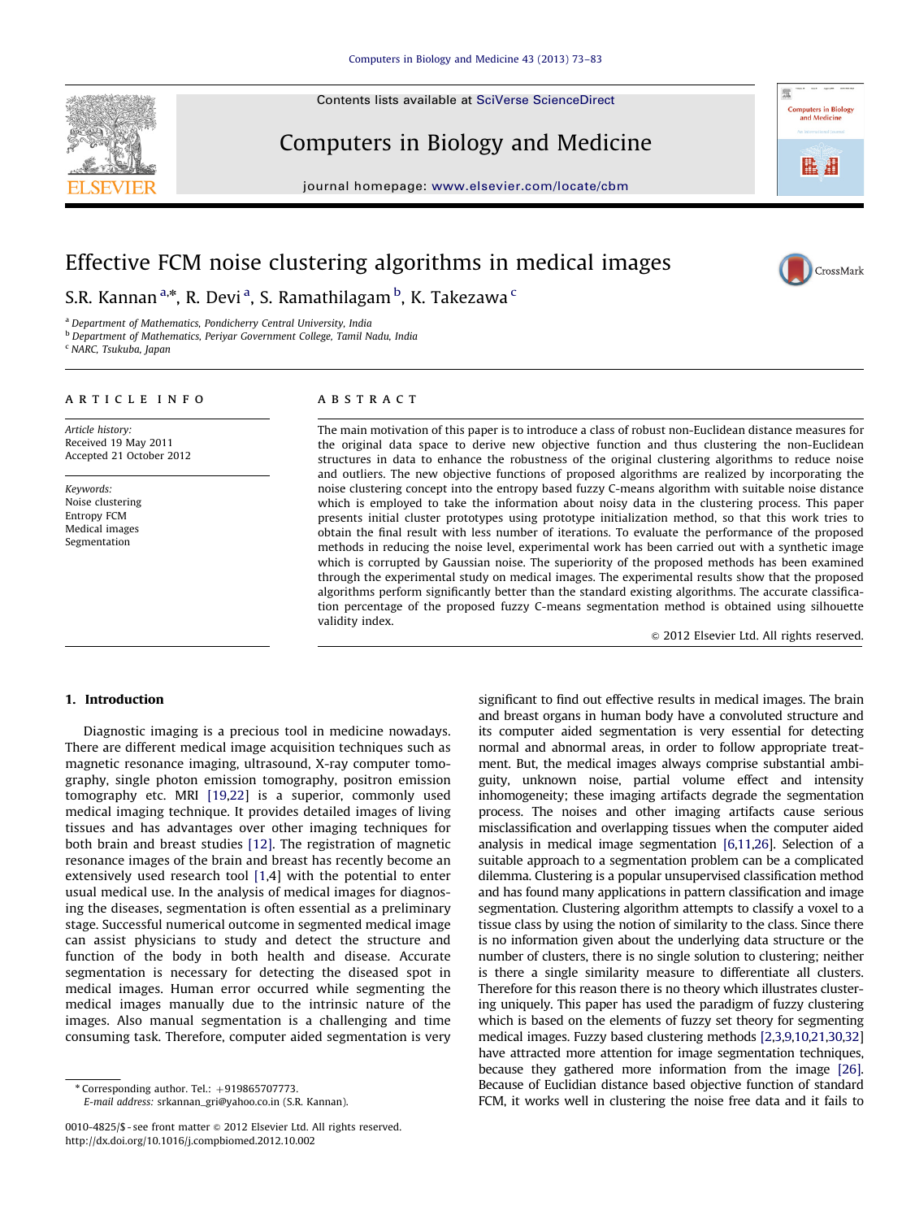# Effective FCM noise clustering algorithms in medical images

S.R. Kannan [a,*], R. Devi [a], S. Ramathilagam [b], K. Takezawa [c]

[a] Department of Mathematics, Pondicherry Central University, India
[b] Department of Mathematics, Periyar Government College, Tamil Nadu, India
[c] NARC, Tsukuba, Japan

**ARTICLE INFO**

*Article history:*
Received 19 May 2011
Accepted 21 October 2012

*Keywords:*
Noise clustering
Entropy FCM
Medical images
Segmentation

**ABSTRACT**

The main motivation of this paper is to introduce a class of robust non-Euclidean distance measures for the original data space to derive new objective function and thus clustering the non-Euclidean structures in data to enhance the robustness of the original clustering algorithms to reduce noise and outliers. The new objective functions of proposed algorithms are realized by incorporating the noise clustering concept into the entropy based fuzzy C-means algorithm with suitable noise distance which is employed to take the information about noisy data in the clustering process. This paper presents initial cluster prototypes using prototype initialization method, so that this work tries to obtain the final result with less number of iterations. To evaluate the performance of the proposed methods in reducing the noise level, experimental work has been carried out with a synthetic image which is corrupted by Gaussian noise. The superiority of the proposed methods has been examined through the experimental study on medical images. The experimental results show that the proposed algorithms perform significantly better than the standard existing algorithms. The accurate classification percentage of the proposed fuzzy C-means segmentation method is obtained using silhouette validity index.

© 2012 Elsevier Ltd. All rights reserved.

## 1. Introduction

Diagnostic imaging is a precious tool in medicine nowadays. There are different medical image acquisition techniques such as magnetic resonance imaging, ultrasound, X-ray computer tomography, single photon emission tomography, positron emission tomography etc. MRI [19,22] is a superior, commonly used medical imaging technique. It provides detailed images of living tissues and has advantages over other imaging techniques for both brain and breast studies [12]. The registration of magnetic resonance images of the brain and breast has recently become an extensively used research tool [1,4] with the potential to enter usual medical use. In the analysis of medical images for diagnosing the diseases, segmentation is often essential as a preliminary stage. Successful numerical outcome in segmented medical image can assist physicians to study and detect the structure and function of the body in both health and disease. Accurate segmentation is necessary for detecting the diseased spot in medical images. Human error occurred while segmenting the medical images manually due to the intrinsic nature of the images. Also manual segmentation is a challenging and time consuming task. Therefore, computer aided segmentation is very significant to find out effective results in medical images. The brain and breast organs in human body have a convoluted structure and its computer aided segmentation is very essential for detecting normal and abnormal areas, in order to follow appropriate treatment. But, the medical images always comprise substantial ambiguity, unknown noise, partial volume effect and intensity inhomogeneity; these imaging artifacts degrade the segmentation process. The noises and other imaging artifacts cause serious misclassification and overlapping tissues when the computer aided analysis in medical image segmentation [6,11,26]. Selection of a suitable approach to a segmentation problem can be a complicated dilemma. Clustering is a popular unsupervised classification method and has found many applications in pattern classification and image segmentation. Clustering algorithm attempts to classify a voxel to a tissue class by using the notion of similarity to the class. Since there is no information given about the underlying data structure or the number of clusters, there is no single solution to clustering; neither is there a single similarity measure to differentiate all clusters. Therefore for this reason there is no theory which illustrates clustering uniquely. This paper has used the paradigm of fuzzy clustering which is based on the elements of fuzzy set theory for segmenting medical images. Fuzzy based clustering methods [2,3,9,10,21,30,32] have attracted more attention for image segmentation techniques, because they gathered more information from the image [26]. Because of Euclidian distance based objective function of standard FCM, it works well in clustering the noise free data and it fails to

* Corresponding author. Tel.: +919865707773.
*E-mail address:* srkannan_gri@yahoo.co.in (S.R. Kannan).

0010-4825/$ - see front matter © 2012 Elsevier Ltd. All rights reserved.
http://dx.doi.org/10.1016/j.compbiomed.2012.10.002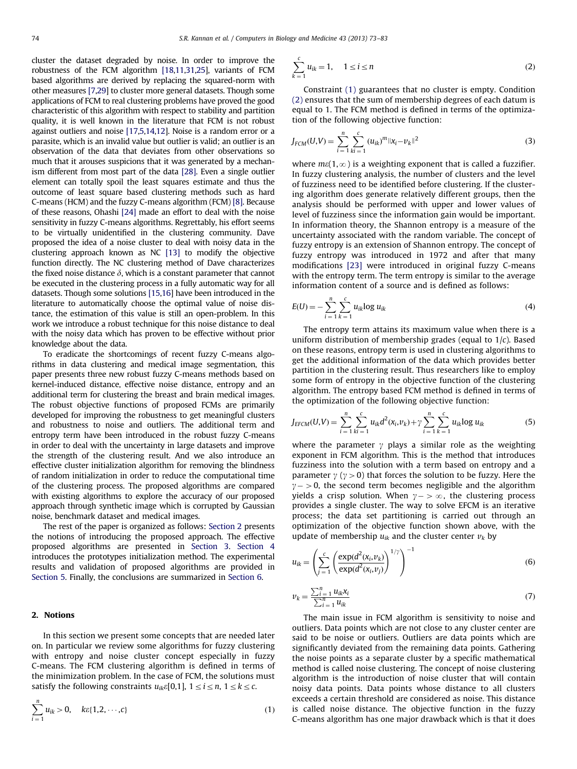cluster the dataset degraded by noise. In order to improve the robustness of the FCM algorithm [18,11,31,25], variants of FCM based algorithms are derived by replacing the squared-norm with other measures [7,29] to cluster more general datasets. Though some applications of FCM to real clustering problems have proved the good characteristic of this algorithm with respect to stability and partition quality, it is well known in the literature that FCM is not robust against outliers and noise [17,5,14,12]. Noise is a random error or a parasite, which is an invalid value but outlier is valid; an outlier is an observation of the data that deviates from other observations so much that it arouses suspicions that it was generated by a mechanism different from most part of the data [28]. Even a single outlier element can totally spoil the least squares estimate and thus the outcome of least square based clustering methods such as hard C-means (HCM) and the fuzzy C-means algorithm (FCM) [8]. Because of these reasons, Ohashi [24] made an effort to deal with the noise sensitivity in fuzzy C-means algorithms. Regrettably, his effort seems to be virtually unidentified in the clustering community. Dave proposed the idea of a noise cluster to deal with noisy data in the clustering approach known as NC [13] to modify the objective function directly. The NC clustering method of Dave characterizes the fixed noise distance $\delta$, which is a constant parameter that cannot be executed in the clustering process in a fully automatic way for all datasets. Though some solutions [15,16] have been introduced in the literature to automatically choose the optimal value of noise distance, the estimation of this value is still an open-problem. In this work we introduce a robust technique for this noise distance to deal with the noisy data which has proven to be effective without prior knowledge about the data.

To eradicate the shortcomings of recent fuzzy C-means algorithms in data clustering and medical image segmentation, this paper presents three new robust fuzzy C-means methods based on kernel-induced distance, effective noise distance, entropy and an additional term for clustering the breast and brain medical images. The robust objective functions of proposed FCMs are primarily developed for improving the robustness to get meaningful clusters and robustness to noise and outliers. The additional term and entropy term have been introduced in the robust fuzzy C-means in order to deal with the uncertainty in large datasets and improve the strength of the clustering result. And we also introduce an effective cluster initialization algorithm for removing the blindness of random initialization in order to reduce the computational time of the clustering process. The proposed algorithms are compared with existing algorithms to explore the accuracy of our proposed approach through synthetic image which is corrupted by Gaussian noise, benchmark dataset and medical images.

The rest of the paper is organized as follows: Section 2 presents the notions of introducing the proposed approach. The effective proposed algorithms are presented in Section 3. Section 4 introduces the prototypes initialization method. The experimental results and validation of proposed algorithms are provided in Section 5. Finally, the conclusions are summarized in Section 6.

## 2. Notions

In this section we present some concepts that are needed later on. In particular we review some algorithms for fuzzy clustering with entropy and noise cluster concept especially in fuzzy C-means. The FCM clustering algorithm is defined in terms of the minimization problem. In the case of FCM, the solutions must satisfy the following constraints $u_{ik}\varepsilon[0,1]$, $1 \le i \le n$, $1 \le k \le c$.

$$\sum_{i=1}^{n} u_{ik} > 0, \quad k\varepsilon\{1,2,\cdots,c\} \tag{1}$$

$$\sum_{k=1}^{c} u_{ik} = 1, \quad 1 \le i \le n \tag{2}$$

Constraint (1) guarantees that no cluster is empty. Condition (2) ensures that the sum of membership degrees of each datum is equal to 1. The FCM method is defined in terms of the optimization of the following objective function:

$$J_{FCM}(U,V) = \sum_{i=1}^{n}\sum_{k=1}^{c} (u_{ik})^m \|x_i - v_k\|^2 \tag{3}$$

where $m\varepsilon(1,\infty)$ is a weighting exponent that is called a fuzzifier. In fuzzy clustering analysis, the number of clusters and the level of fuzziness need to be identified before clustering. If the clustering algorithm does generate relatively different groups, then the analysis should be performed with upper and lower values of level of fuzziness since the information gain would be important. In information theory, the Shannon entropy is a measure of the uncertainty associated with the random variable. The concept of fuzzy entropy is an extension of Shannon entropy. The concept of fuzzy entropy was introduced in 1972 and after that many modifications [23] were introduced in original fuzzy C-means with the entropy term. The term entropy is similar to the average information content of a source and is defined as follows:

$$E(U) = -\sum_{i=1}^{n}\sum_{k=1}^{c} u_{ik}\log u_{ik} \tag{4}$$

The entropy term attains its maximum value when there is a uniform distribution of membership grades (equal to $1/c$). Based on these reasons, entropy term is used in clustering algorithms to get the additional information of the data which provides better partition in the clustering result. Thus researchers like to employ some form of entropy in the objective function of the clustering algorithm. The entropy based FCM method is defined in terms of the optimization of the following objective function:

$$J_{EFCM}(U,V) = \sum_{i=1}^{n}\sum_{k=1}^{c} u_{ik} d^2(x_i, v_k) + \gamma \sum_{i=1}^{n}\sum_{k=1}^{c} u_{ik}\log u_{ik} \tag{5}$$

where the parameter $\gamma$ plays a similar role as the weighting exponent in FCM algorithm. This is the method that introduces fuzziness into the solution with a term based on entropy and a parameter $\gamma$ ($\gamma > 0$) that forces the solution to be fuzzy. Here the $\gamma -> 0$, the second term becomes negligible and the algorithm yields a crisp solution. When $\gamma -> \infty$, the clustering process provides a single cluster. The way to solve EFCM is an iterative process; the data set partitioning is carried out through an optimization of the objective function shown above, with the update of membership $u_{ik}$ and the cluster center $v_k$ by

$$u_{ik} = \left( \sum_{j=1}^{c} \left( \frac{\exp(d^2(x_i, v_k)}{\exp(d^2(x_i, v_j)} \right)^{1/\gamma} \right)^{-1} \tag{6}$$

$$v_k = \frac{\sum_{i=1}^{n} u_{ik} x_i}{\sum_{i=1}^{n} u_{ik}} \tag{7}$$

The main issue in FCM algorithm is sensitivity to noise and outliers. Data points which are not close to any cluster center are said to be noise or outliers. Outliers are data points which are significantly deviated from the remaining data points. Gathering the noise points as a separate cluster by a specific mathematical method is called noise clustering. The concept of noise clustering algorithm is the introduction of noise cluster that will contain noisy data points. Data points whose distance to all clusters exceeds a certain threshold are considered as noise. This distance is called noise distance. The objective function in the fuzzy C-means algorithm has one major drawback which is that it does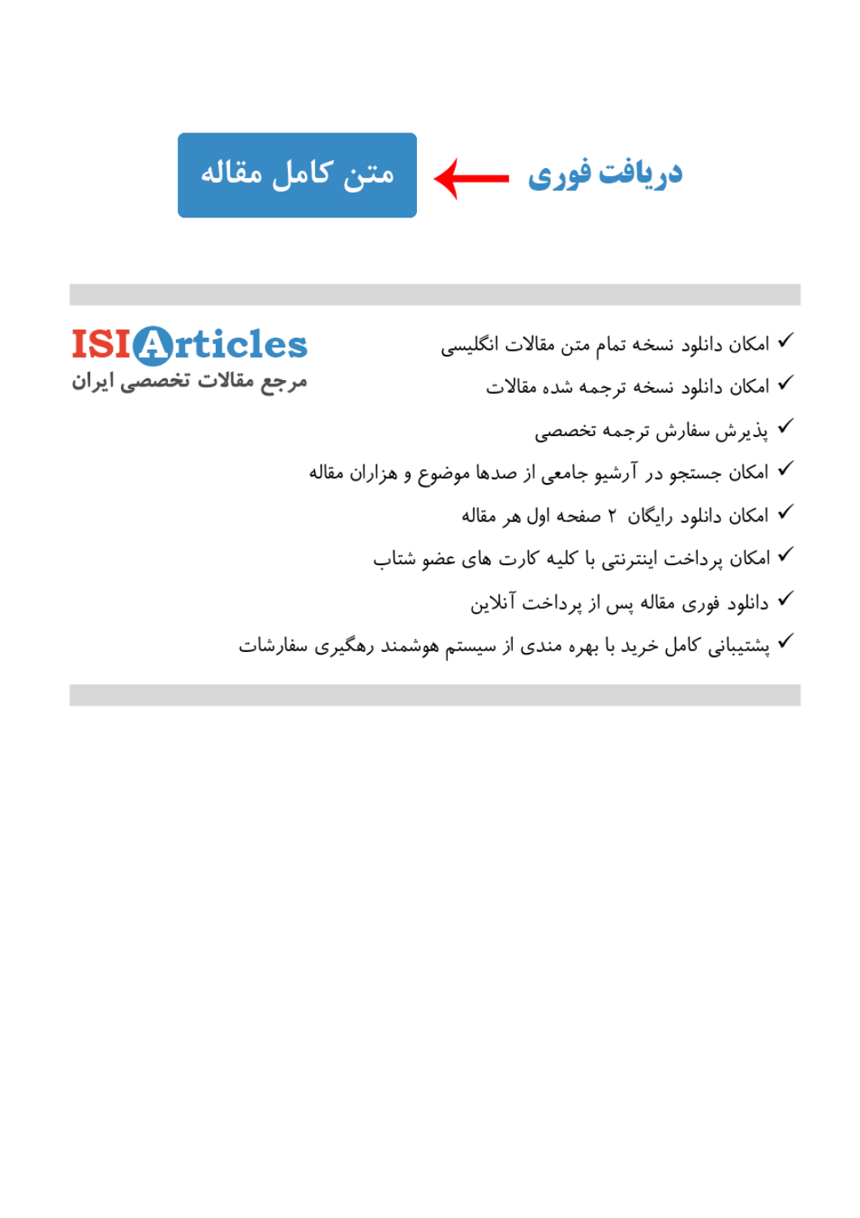دریافت فوری ← **متن کامل مقاله**

**ISIArticles**
مرجع مقالات تخصصی ایران

- ✓ امکان دانلود نسخه تمام متن مقالات انگلیسی
- ✓ امکان دانلود نسخه ترجمه شده مقالات
- ✓ پذیرش سفارش ترجمه تخصصی
- ✓ امکان جستجو در آرشیو جامعی از صدها موضوع و هزاران مقاله
- ✓ امکان دانلود رایگان ۲ صفحه اول هر مقاله
- ✓ امکان پرداخت اینترنتی با کلیه کارت های عضو شتاب
- ✓ دانلود فوری مقاله پس از پرداخت آنلاین
- ✓ پشتیبانی کامل خرید با بهره مندی از سیستم هوشمند رهگیری سفارشات